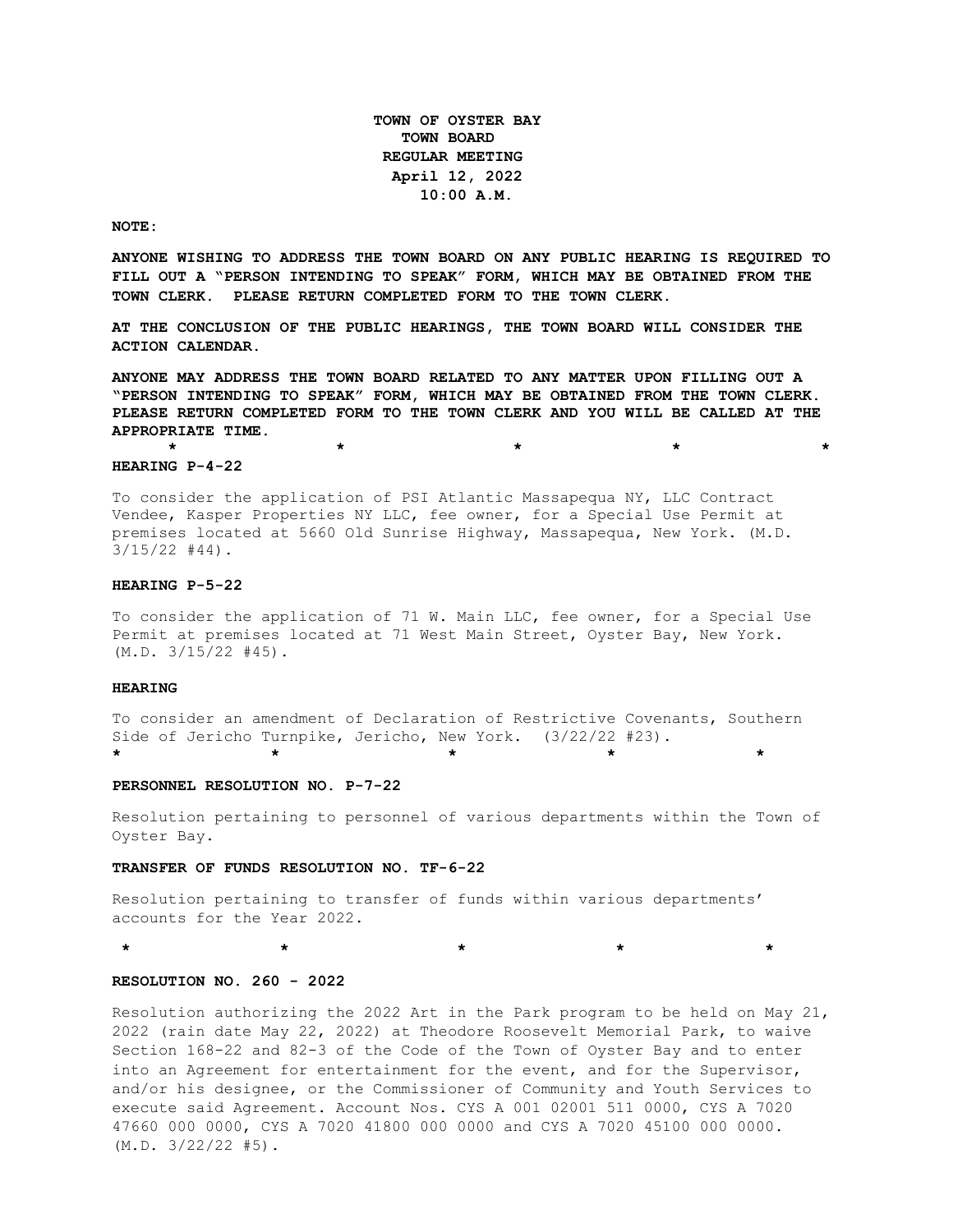**TOWN OF OYSTER BAY**
**TOWN BOARD**
**REGULAR MEETING**
**April 12, 2022**
**10:00 A.M.**

**NOTE:**

**ANYONE WISHING TO ADDRESS THE TOWN BOARD ON ANY PUBLIC HEARING IS REQUIRED TO FILL OUT A "PERSON INTENDING TO SPEAK" FORM, WHICH MAY BE OBTAINED FROM THE TOWN CLERK. PLEASE RETURN COMPLETED FORM TO THE TOWN CLERK.**

**AT THE CONCLUSION OF THE PUBLIC HEARINGS, THE TOWN BOARD WILL CONSIDER THE ACTION CALENDAR.**

**ANYONE MAY ADDRESS THE TOWN BOARD RELATED TO ANY MATTER UPON FILLING OUT A "PERSON INTENDING TO SPEAK" FORM, WHICH MAY BE OBTAINED FROM THE TOWN CLERK. PLEASE RETURN COMPLETED FORM TO THE TOWN CLERK AND YOU WILL BE CALLED AT THE APPROPRIATE TIME.**

\* \* \* \* \*

**HEARING P-4-22**

To consider the application of PSI Atlantic Massapequa NY, LLC Contract Vendee, Kasper Properties NY LLC, fee owner, for a Special Use Permit at premises located at 5660 Old Sunrise Highway, Massapequa, New York. (M.D. 3/15/22 #44).

**HEARING P-5-22**

To consider the application of 71 W. Main LLC, fee owner, for a Special Use Permit at premises located at 71 West Main Street, Oyster Bay, New York. (M.D. 3/15/22 #45).

**HEARING**

To consider an amendment of Declaration of Restrictive Covenants, Southern Side of Jericho Turnpike, Jericho, New York. (3/22/22 #23).

\* \* \* \* \*

**PERSONNEL RESOLUTION NO. P-7-22**

Resolution pertaining to personnel of various departments within the Town of Oyster Bay.

**TRANSFER OF FUNDS RESOLUTION NO. TF-6-22**

Resolution pertaining to transfer of funds within various departments' accounts for the Year 2022.

\* \* \* \* \*

**RESOLUTION NO. 260 - 2022**

Resolution authorizing the 2022 Art in the Park program to be held on May 21, 2022 (rain date May 22, 2022) at Theodore Roosevelt Memorial Park, to waive Section 168-22 and 82-3 of the Code of the Town of Oyster Bay and to enter into an Agreement for entertainment for the event, and for the Supervisor, and/or his designee, or the Commissioner of Community and Youth Services to execute said Agreement. Account Nos. CYS A 001 02001 511 0000, CYS A 7020 47660 000 0000, CYS A 7020 41800 000 0000 and CYS A 7020 45100 000 0000. (M.D. 3/22/22 #5).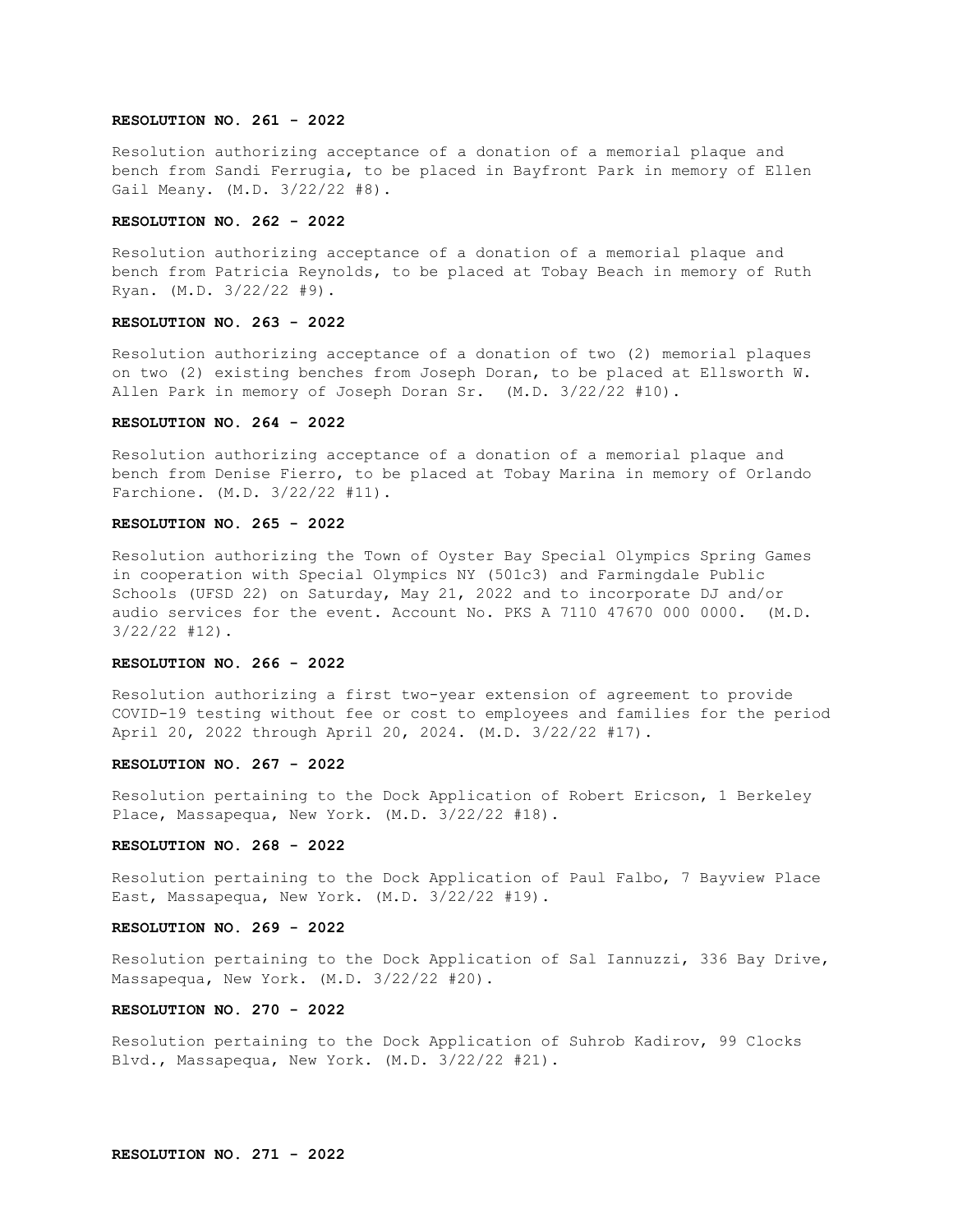**RESOLUTION NO. 261 - 2022**

Resolution authorizing acceptance of a donation of a memorial plaque and bench from Sandi Ferrugia, to be placed in Bayfront Park in memory of Ellen Gail Meany. (M.D. 3/22/22 #8).

**RESOLUTION NO. 262 - 2022**

Resolution authorizing acceptance of a donation of a memorial plaque and bench from Patricia Reynolds, to be placed at Tobay Beach in memory of Ruth Ryan. (M.D. 3/22/22 #9).

**RESOLUTION NO. 263 - 2022**

Resolution authorizing acceptance of a donation of two (2) memorial plaques on two (2) existing benches from Joseph Doran, to be placed at Ellsworth W. Allen Park in memory of Joseph Doran Sr. (M.D. 3/22/22 #10).

**RESOLUTION NO. 264 - 2022**

Resolution authorizing acceptance of a donation of a memorial plaque and bench from Denise Fierro, to be placed at Tobay Marina in memory of Orlando Farchione. (M.D. 3/22/22 #11).

**RESOLUTION NO. 265 - 2022**

Resolution authorizing the Town of Oyster Bay Special Olympics Spring Games in cooperation with Special Olympics NY (501c3) and Farmingdale Public Schools (UFSD 22) on Saturday, May 21, 2022 and to incorporate DJ and/or audio services for the event. Account No. PKS A 7110 47670 000 0000. (M.D. 3/22/22 #12).

**RESOLUTION NO. 266 - 2022**

Resolution authorizing a first two-year extension of agreement to provide COVID-19 testing without fee or cost to employees and families for the period April 20, 2022 through April 20, 2024. (M.D. 3/22/22 #17).

**RESOLUTION NO. 267 - 2022**

Resolution pertaining to the Dock Application of Robert Ericson, 1 Berkeley Place, Massapequa, New York. (M.D. 3/22/22 #18).

**RESOLUTION NO. 268 - 2022**

Resolution pertaining to the Dock Application of Paul Falbo, 7 Bayview Place East, Massapequa, New York. (M.D. 3/22/22 #19).

**RESOLUTION NO. 269 - 2022**

Resolution pertaining to the Dock Application of Sal Iannuzzi, 336 Bay Drive, Massapequa, New York. (M.D. 3/22/22 #20).

**RESOLUTION NO. 270 - 2022**

Resolution pertaining to the Dock Application of Suhrob Kadirov, 99 Clocks Blvd., Massapequa, New York. (M.D. 3/22/22 #21).

**RESOLUTION NO. 271 - 2022**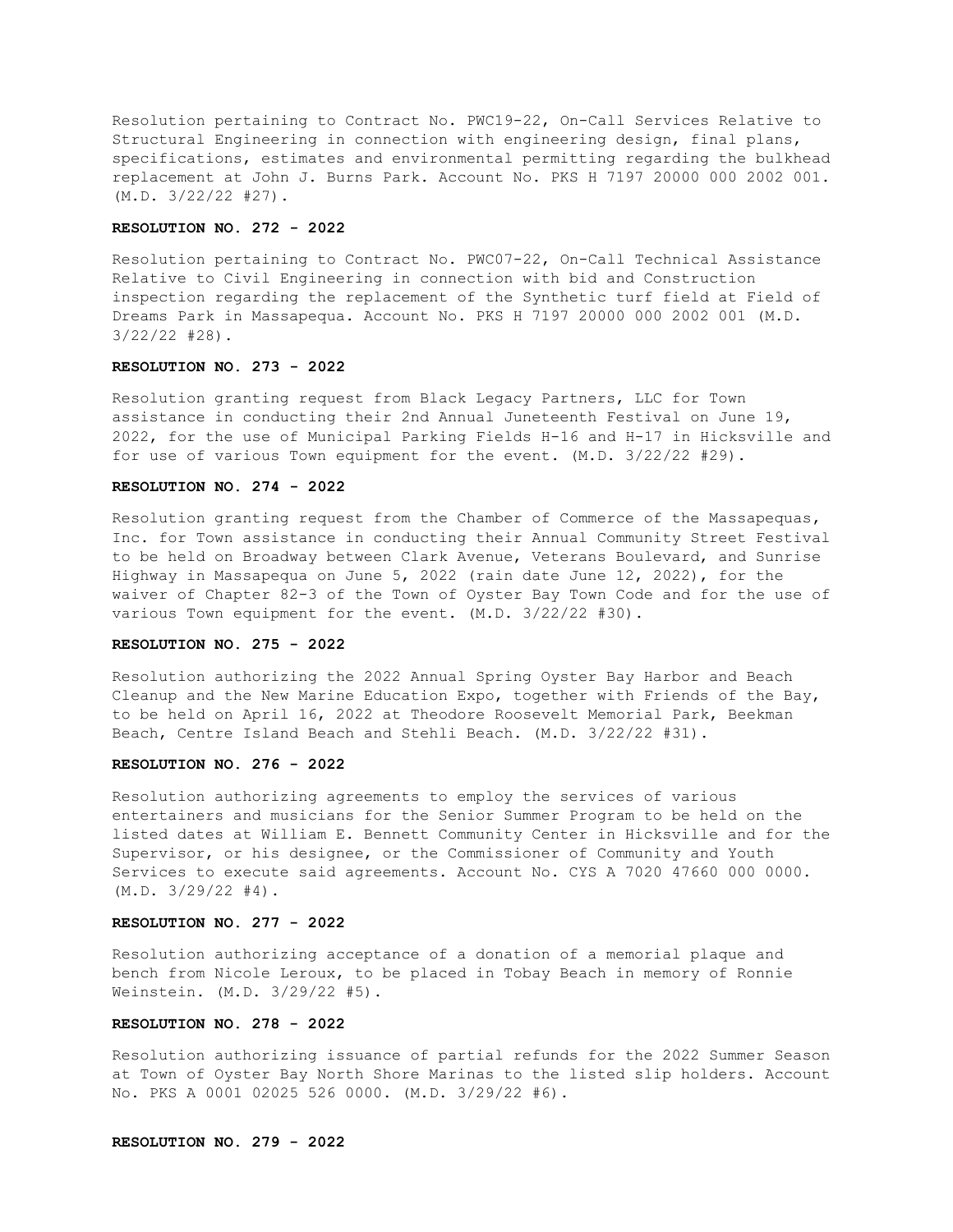Resolution pertaining to Contract No. PWC19-22, On-Call Services Relative to Structural Engineering in connection with engineering design, final plans, specifications, estimates and environmental permitting regarding the bulkhead replacement at John J. Burns Park. Account No. PKS H 7197 20000 000 2002 001. (M.D. 3/22/22 #27).

**RESOLUTION NO. 272 - 2022**

Resolution pertaining to Contract No. PWC07-22, On-Call Technical Assistance Relative to Civil Engineering in connection with bid and Construction inspection regarding the replacement of the Synthetic turf field at Field of Dreams Park in Massapequa. Account No. PKS H 7197 20000 000 2002 001 (M.D. 3/22/22 #28).

**RESOLUTION NO. 273 - 2022**

Resolution granting request from Black Legacy Partners, LLC for Town assistance in conducting their 2nd Annual Juneteenth Festival on June 19, 2022, for the use of Municipal Parking Fields H-16 and H-17 in Hicksville and for use of various Town equipment for the event. (M.D. 3/22/22 #29).

**RESOLUTION NO. 274 - 2022**

Resolution granting request from the Chamber of Commerce of the Massapequas, Inc. for Town assistance in conducting their Annual Community Street Festival to be held on Broadway between Clark Avenue, Veterans Boulevard, and Sunrise Highway in Massapequa on June 5, 2022 (rain date June 12, 2022), for the waiver of Chapter 82-3 of the Town of Oyster Bay Town Code and for the use of various Town equipment for the event. (M.D. 3/22/22 #30).

**RESOLUTION NO. 275 - 2022**

Resolution authorizing the 2022 Annual Spring Oyster Bay Harbor and Beach Cleanup and the New Marine Education Expo, together with Friends of the Bay, to be held on April 16, 2022 at Theodore Roosevelt Memorial Park, Beekman Beach, Centre Island Beach and Stehli Beach. (M.D. 3/22/22 #31).

**RESOLUTION NO. 276 - 2022**

Resolution authorizing agreements to employ the services of various entertainers and musicians for the Senior Summer Program to be held on the listed dates at William E. Bennett Community Center in Hicksville and for the Supervisor, or his designee, or the Commissioner of Community and Youth Services to execute said agreements. Account No. CYS A 7020 47660 000 0000. (M.D. 3/29/22 #4).

**RESOLUTION NO. 277 - 2022**

Resolution authorizing acceptance of a donation of a memorial plaque and bench from Nicole Leroux, to be placed in Tobay Beach in memory of Ronnie Weinstein. (M.D. 3/29/22 #5).

**RESOLUTION NO. 278 - 2022**

Resolution authorizing issuance of partial refunds for the 2022 Summer Season at Town of Oyster Bay North Shore Marinas to the listed slip holders. Account No. PKS A 0001 02025 526 0000. (M.D. 3/29/22 #6).

**RESOLUTION NO. 279 - 2022**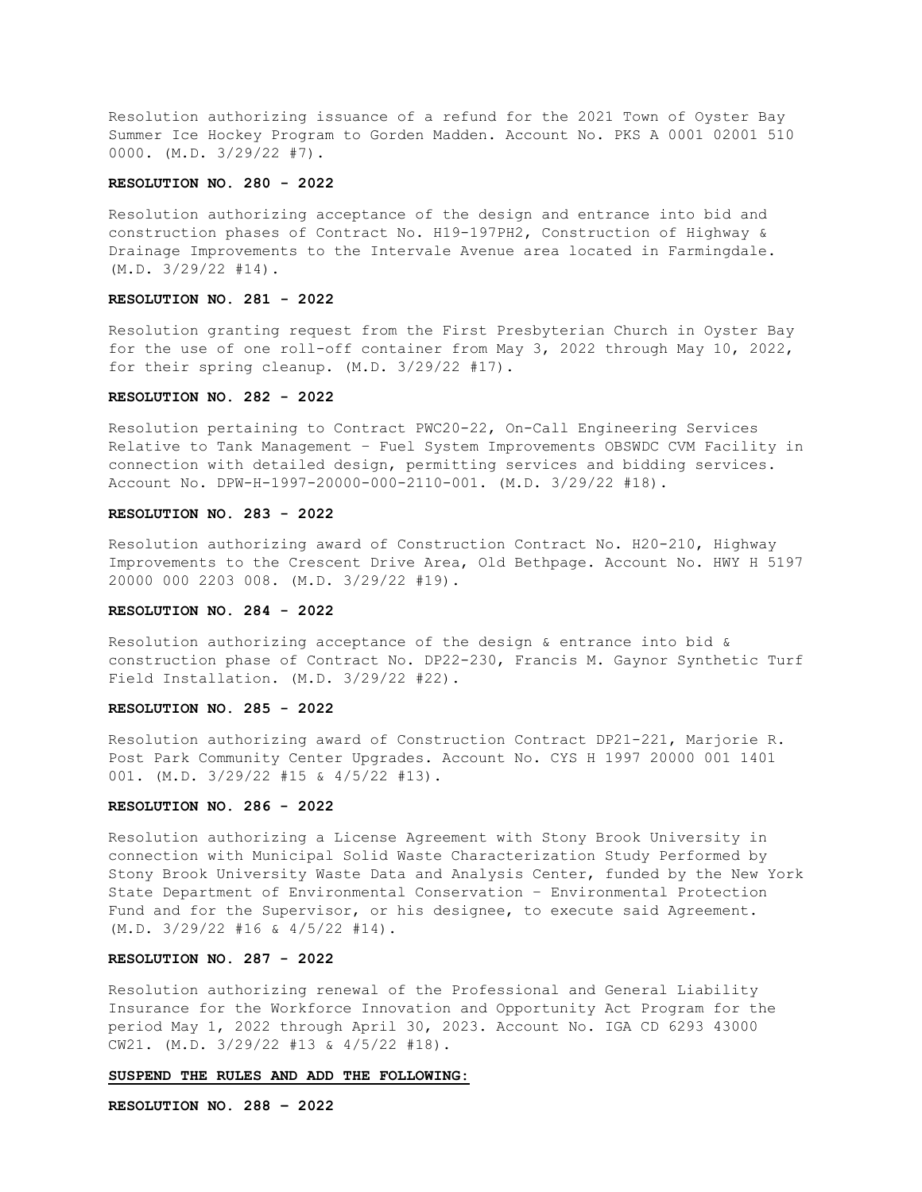Resolution authorizing issuance of a refund for the 2021 Town of Oyster Bay Summer Ice Hockey Program to Gorden Madden. Account No. PKS A 0001 02001 510 0000. (M.D. 3/29/22 #7).

**RESOLUTION NO. 280 - 2022**

Resolution authorizing acceptance of the design and entrance into bid and construction phases of Contract No. H19-197PH2, Construction of Highway & Drainage Improvements to the Intervale Avenue area located in Farmingdale. (M.D. 3/29/22 #14).

**RESOLUTION NO. 281 - 2022**

Resolution granting request from the First Presbyterian Church in Oyster Bay for the use of one roll-off container from May 3, 2022 through May 10, 2022, for their spring cleanup. (M.D. 3/29/22 #17).

**RESOLUTION NO. 282 - 2022**

Resolution pertaining to Contract PWC20-22, On-Call Engineering Services Relative to Tank Management – Fuel System Improvements OBSWDC CVM Facility in connection with detailed design, permitting services and bidding services. Account No. DPW-H-1997-20000-000-2110-001. (M.D. 3/29/22 #18).

**RESOLUTION NO. 283 - 2022**

Resolution authorizing award of Construction Contract No. H20-210, Highway Improvements to the Crescent Drive Area, Old Bethpage. Account No. HWY H 5197 20000 000 2203 008. (M.D. 3/29/22 #19).

**RESOLUTION NO. 284 - 2022**

Resolution authorizing acceptance of the design & entrance into bid & construction phase of Contract No. DP22-230, Francis M. Gaynor Synthetic Turf Field Installation. (M.D. 3/29/22 #22).

**RESOLUTION NO. 285 - 2022**

Resolution authorizing award of Construction Contract DP21-221, Marjorie R. Post Park Community Center Upgrades. Account No. CYS H 1997 20000 001 1401 001. (M.D. 3/29/22 #15 & 4/5/22 #13).

**RESOLUTION NO. 286 - 2022**

Resolution authorizing a License Agreement with Stony Brook University in connection with Municipal Solid Waste Characterization Study Performed by Stony Brook University Waste Data and Analysis Center, funded by the New York State Department of Environmental Conservation – Environmental Protection Fund and for the Supervisor, or his designee, to execute said Agreement. (M.D. 3/29/22 #16 & 4/5/22 #14).

**RESOLUTION NO. 287 - 2022**

Resolution authorizing renewal of the Professional and General Liability Insurance for the Workforce Innovation and Opportunity Act Program for the period May 1, 2022 through April 30, 2023. Account No. IGA CD 6293 43000 CW21. (M.D. 3/29/22 #13 & 4/5/22 #18).

**SUSPEND THE RULES AND ADD THE FOLLOWING:**

**RESOLUTION NO. 288 – 2022**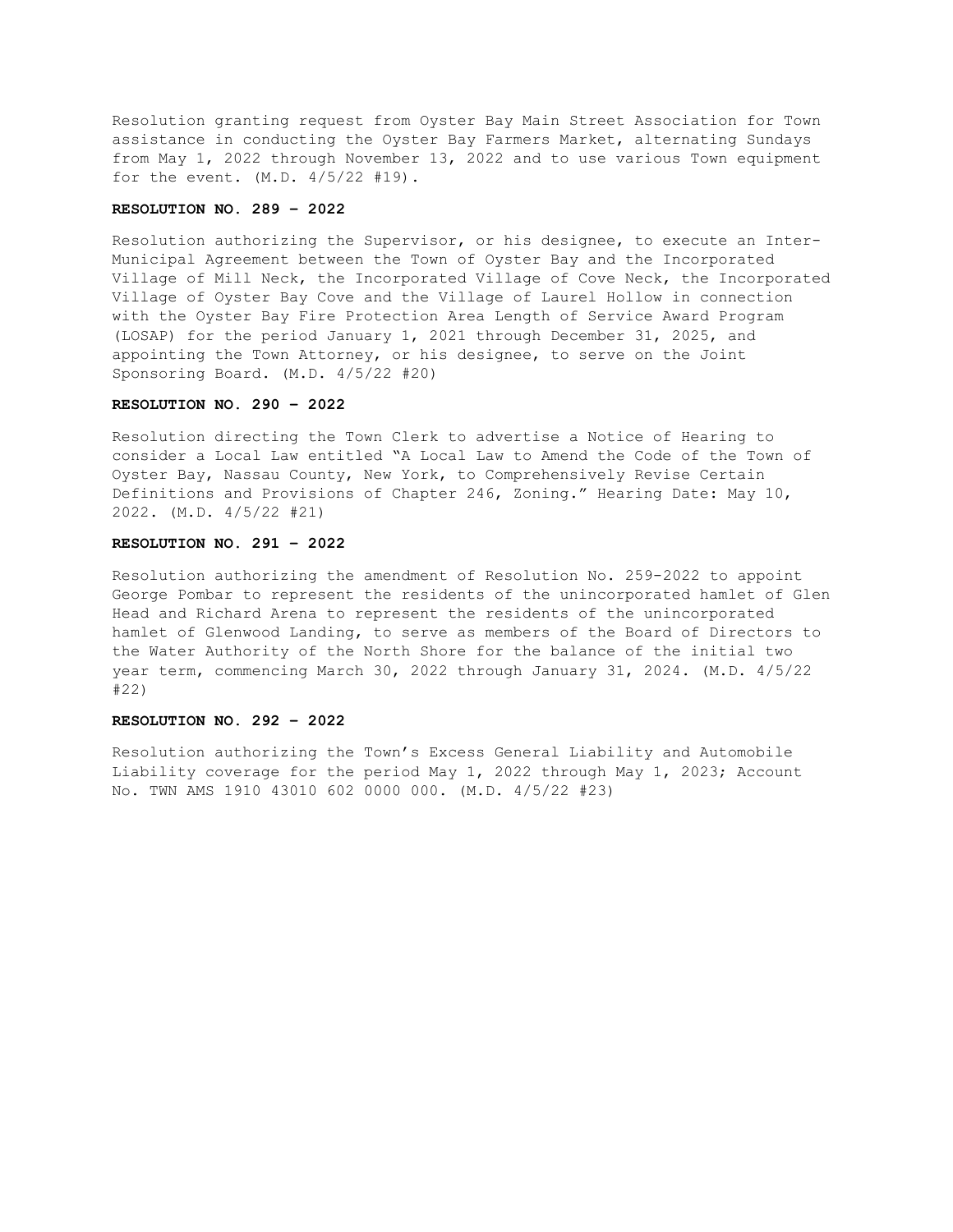Resolution granting request from Oyster Bay Main Street Association for Town assistance in conducting the Oyster Bay Farmers Market, alternating Sundays from May 1, 2022 through November 13, 2022 and to use various Town equipment for the event. (M.D. 4/5/22 #19).

**RESOLUTION NO. 289 – 2022**

Resolution authorizing the Supervisor, or his designee, to execute an Inter-Municipal Agreement between the Town of Oyster Bay and the Incorporated Village of Mill Neck, the Incorporated Village of Cove Neck, the Incorporated Village of Oyster Bay Cove and the Village of Laurel Hollow in connection with the Oyster Bay Fire Protection Area Length of Service Award Program (LOSAP) for the period January 1, 2021 through December 31, 2025, and appointing the Town Attorney, or his designee, to serve on the Joint Sponsoring Board. (M.D. 4/5/22 #20)

**RESOLUTION NO. 290 – 2022**

Resolution directing the Town Clerk to advertise a Notice of Hearing to consider a Local Law entitled "A Local Law to Amend the Code of the Town of Oyster Bay, Nassau County, New York, to Comprehensively Revise Certain Definitions and Provisions of Chapter 246, Zoning." Hearing Date: May 10, 2022. (M.D. 4/5/22 #21)

**RESOLUTION NO. 291 – 2022**

Resolution authorizing the amendment of Resolution No. 259-2022 to appoint George Pombar to represent the residents of the unincorporated hamlet of Glen Head and Richard Arena to represent the residents of the unincorporated hamlet of Glenwood Landing, to serve as members of the Board of Directors to the Water Authority of the North Shore for the balance of the initial two year term, commencing March 30, 2022 through January 31, 2024. (M.D. 4/5/22 #22)

**RESOLUTION NO. 292 – 2022**

Resolution authorizing the Town's Excess General Liability and Automobile Liability coverage for the period May 1, 2022 through May 1, 2023; Account No. TWN AMS 1910 43010 602 0000 000. (M.D. 4/5/22 #23)